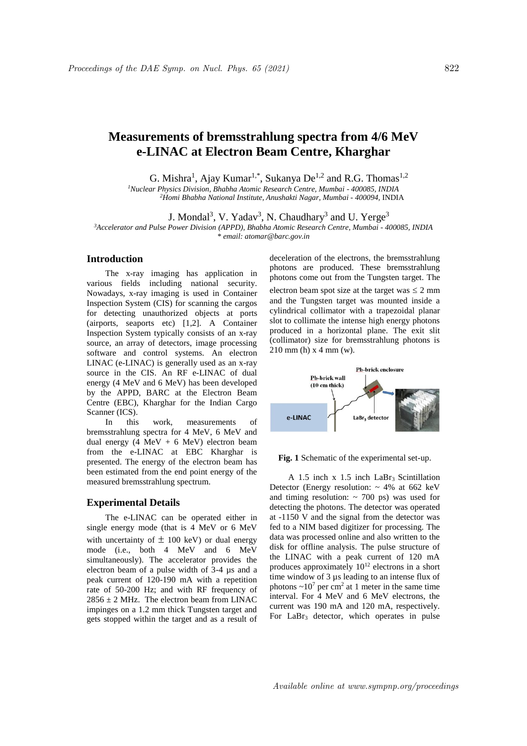# Measurements of bremsstrahlung spectra from 4/6 MeV e-LINAC at Electron Beam Centre, Kharghar

G. Mishra[1], Ajay Kumar[1,*], Sukanya De[1,2] and R.G. Thomas[1,2]

[1]*Nuclear Physics Division, Bhabha Atomic Research Centre, Mumbai - 400085, INDIA*
[2]*Homi Bhabha National Institute, Anushakti Nagar, Mumbai - 400094,* INDIA

J. Mondal[3], V. Yadav[3], N. Chaudhary[3] and U. Yerge[3]

[3]*Accelerator and Pulse Power Division (APPD), Bhabha Atomic Research Centre, Mumbai - 400085, INDIA*
*\* email: atomar@barc.gov.in*

## Introduction

The x-ray imaging has application in various fields including national security. Nowadays, x-ray imaging is used in Container Inspection System (CIS) for scanning the cargos for detecting unauthorized objects at ports (airports, seaports etc) [1,2]. A Container Inspection System typically consists of an x-ray source, an array of detectors, image processing software and control systems. An electron LINAC (e-LINAC) is generally used as an x-ray source in the CIS. An RF e-LINAC of dual energy (4 MeV and 6 MeV) has been developed by the APPD, BARC at the Electron Beam Centre (EBC), Kharghar for the Indian Cargo Scanner (ICS).

In this work, measurements of bremsstrahlung spectra for 4 MeV, 6 MeV and dual energy (4 MeV + 6 MeV) electron beam from the e-LINAC at EBC Kharghar is presented. The energy of the electron beam has been estimated from the end point energy of the measured bremsstrahlung spectrum.

## Experimental Details

The e-LINAC can be operated either in single energy mode (that is 4 MeV or 6 MeV with uncertainty of $\pm$ 100 keV) or dual energy mode (i.e., both 4 MeV and 6 MeV simultaneously). The accelerator provides the electron beam of a pulse width of 3-4 µs and a peak current of 120-190 mA with a repetition rate of 50-200 Hz; and with RF frequency of $2856 \pm 2$ MHz. The electron beam from LINAC impinges on a 1.2 mm thick Tungsten target and gets stopped within the target and as a result of deceleration of the electrons, the bremsstrahlung photons are produced. These bremsstrahlung photons come out from the Tungsten target. The electron beam spot size at the target was $\leq$ 2 mm and the Tungsten target was mounted inside a cylindrical collimator with a trapezoidal planar slot to collimate the intense high energy photons produced in a horizontal plane. The exit slit (collimator) size for bremsstrahlung photons is 210 mm (h) x 4 mm (w).

**Fig. 1** Schematic of the experimental set-up.

A 1.5 inch x 1.5 inch $LaBr_3$ Scintillation Detector (Energy resolution: ~ 4% at 662 keV and timing resolution: ~ 700 ps) was used for detecting the photons. The detector was operated at -1150 V and the signal from the detector was fed to a NIM based digitizer for processing. The data was processed online and also written to the disk for offline analysis. The pulse structure of the LINAC with a peak current of 120 mA produces approximately $10^{12}$ electrons in a short time window of 3 µs leading to an intense flux of photons ~$10^7$ per cm$^2$ at 1 meter in the same time interval. For 4 MeV and 6 MeV electrons, the current was 190 mA and 120 mA, respectively. For $LaBr_3$ detector, which operates in pulse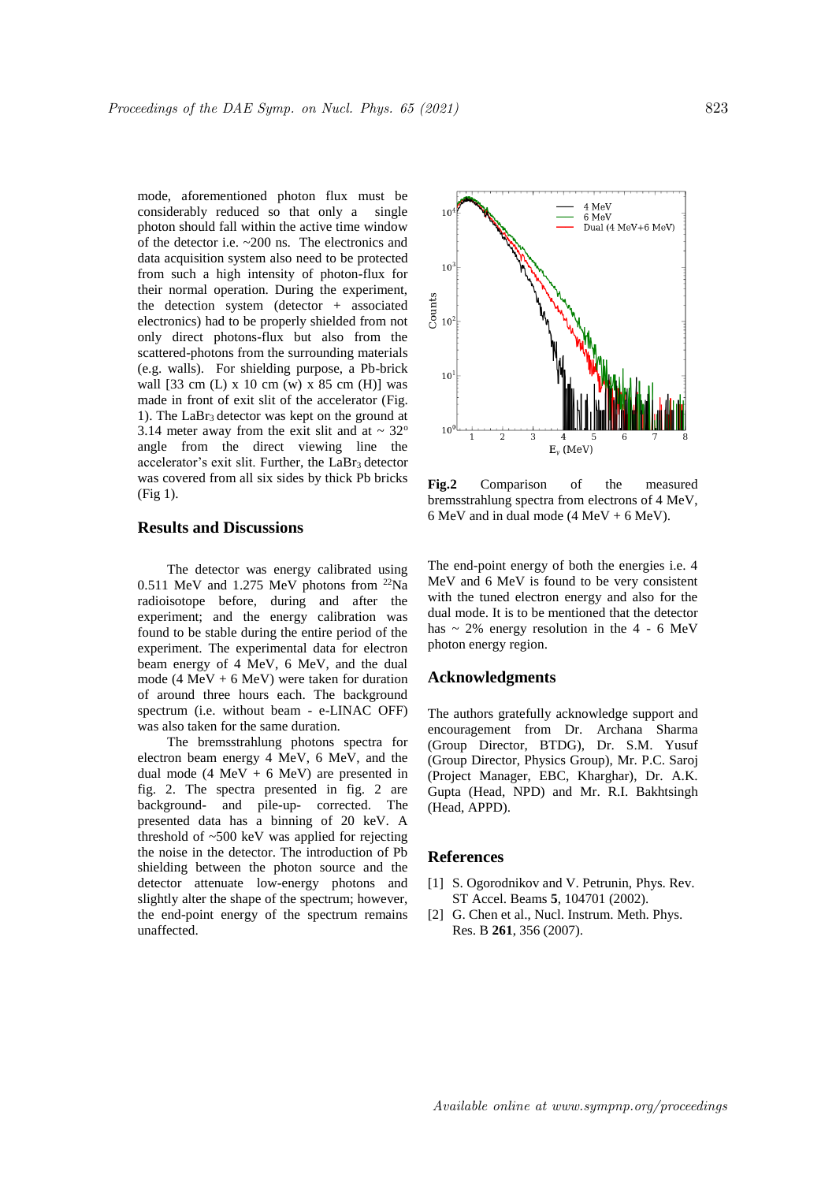mode, aforementioned photon flux must be considerably reduced so that only a single photon should fall within the active time window of the detector i.e. ~200 ns. The electronics and data acquisition system also need to be protected from such a high intensity of photon-flux for their normal operation. During the experiment, the detection system (detector + associated electronics) had to be properly shielded from not only direct photons-flux but also from the scattered-photons from the surrounding materials (e.g. walls). For shielding purpose, a Pb-brick wall [33 cm (L) x 10 cm (w) x 85 cm (H)] was made in front of exit slit of the accelerator (Fig. 1). The $LaBr_3$ detector was kept on the ground at 3.14 meter away from the exit slit and at ~ 32° angle from the direct viewing line the accelerator's exit slit. Further, the $LaBr_3$ detector was covered from all six sides by thick Pb bricks (Fig 1).

## Results and Discussions

The detector was energy calibrated using 0.511 MeV and 1.275 MeV photons from $^{22}$Na radioisotope before, during and after the experiment; and the energy calibration was found to be stable during the entire period of the experiment. The experimental data for electron beam energy of 4 MeV, 6 MeV, and the dual mode (4 MeV + 6 MeV) were taken for duration of around three hours each. The background spectrum (i.e. without beam - e-LINAC OFF) was also taken for the same duration.

The bremsstrahlung photons spectra for electron beam energy 4 MeV, 6 MeV, and the dual (4 MeV + 6 MeV) are presented in fig. 2. The spectra presented in fig. 2 are background- and pile-up- corrected. The presented data has a binning of 20 keV. A threshold of ~500 keV was applied for rejecting the noise in the detector. The introduction of Pb shielding between the photon source and the detector attenuate low-energy photons and slightly alter the shape of the spectrum; however, the end-point energy of the spectrum remains unaffected.

4 MeV
6 MeV
Dual (4 MeV+6 MeV)
Counts
$10^0$
$10^1$
$10^2$
$10^3$
$10^4$
1 2 3 4 5 6 7 8
$E_\gamma$ (MeV)

**Fig.2** Comparison of the measured bremsstrahlung spectra from electrons of 4 MeV, 6 MeV and in dual mode (4 MeV + 6 MeV).

The end-point energy of both the energies i.e. 4 MeV and 6 MeV is found to be very consistent with the tuned electron energy and also for the dual mode. It is to be mentioned that the detector has ~ 2% energy resolution in the 4 - 6 MeV photon energy region.

## Acknowledgments

The authors gratefully acknowledge support and encouragement from Dr. Archana Sharma (Group Director, BTDG), Dr. S.M. Yusuf (Group Director, Physics Group), Mr. P.C. Saroj (Project Manager, EBC, Kharghar), Dr. A.K. Gupta (Head, NPD) and Mr. R.I. Bakhtsingh (Head, APPD).

## References

[1] S. Ogorodnikov and V. Petrunin, Phys. Rev. ST Accel. Beams **5**, 104701 (2002).

[2] G. Chen et al., Nucl. Instrum. Meth. Phys. Res. B **261**, 356 (2007).